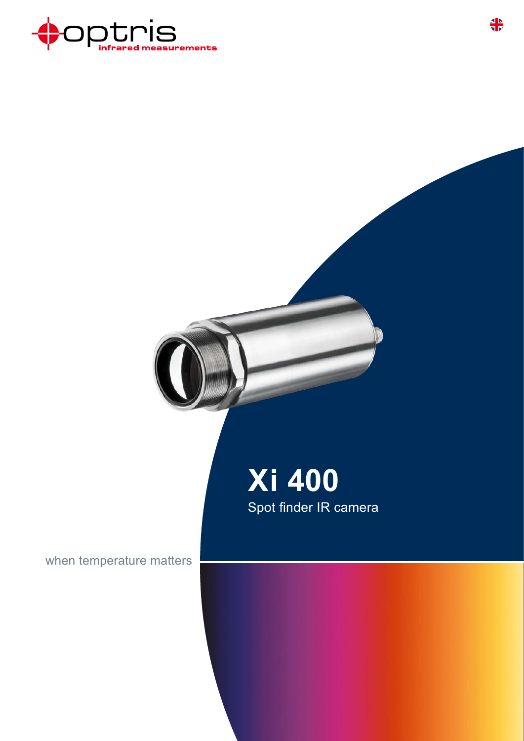optris
infrared measurements

# Xi 400

Spot finder IR camera

when temperature matters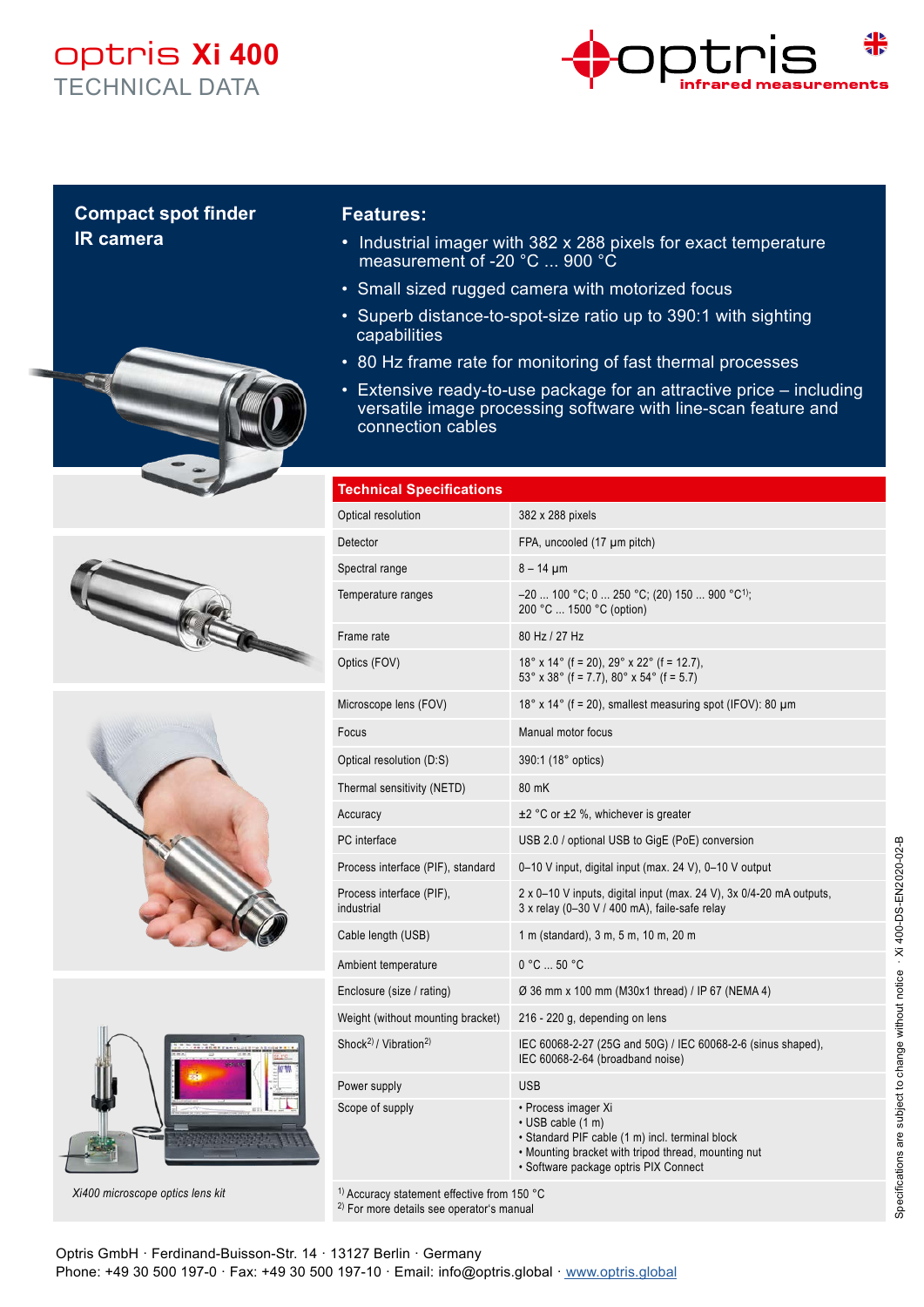# optris Xi 400
## TECHNICAL DATA

**Compact spot finder IR camera**

## Features:

- Industrial imager with 382 x 288 pixels for exact temperature measurement of -20 °C ... 900 °C
- Small sized rugged camera with motorized focus
- Superb distance-to-spot-size ratio up to 390:1 with sighting capabilities
- 80 Hz frame rate for monitoring of fast thermal processes
- Extensive ready-to-use package for an attractive price – including versatile image processing software with line-scan feature and connection cables

| Technical Specifications | |
|---|---|
| Optical resolution | 382 x 288 pixels |
| Detector | FPA, uncooled (17 µm pitch) |
| Spectral range | 8 – 14 µm |
| Temperature ranges | –20 ... 100 °C; 0 ... 250 °C; (20) 150 ... 900 °C[1]; 200 °C ... 1500 °C (option) |
| Frame rate | 80 Hz / 27 Hz |
| Optics (FOV) | 18° x 14° (f = 20), 29° x 22° (f = 12.7), 53° x 38° (f = 7.7), 80° x 54° (f = 5.7) |
| Microscope lens (FOV) | 18° x 14° (f = 20), smallest measuring spot (IFOV): 80 µm |
| Focus | Manual motor focus |
| Optical resolution (D:S) | 390:1 (18° optics) |
| Thermal sensitivity (NETD) | 80 mK |
| Accuracy | ±2 °C or ±2 %, whichever is greater |
| PC interface | USB 2.0 / optional USB to GigE (PoE) conversion |
| Process interface (PIF), standard | 0–10 V input, digital input (max. 24 V), 0–10 V output |
| Process interface (PIF), industrial | 2 x 0–10 V inputs, digital input (max. 24 V), 3x 0/4-20 mA outputs, 3 x relay (0–30 V / 400 mA), faile-safe relay |
| Cable length (USB) | 1 m (standard), 3 m, 5 m, 10 m, 20 m |
| Ambient temperature | 0 °C ... 50 °C |
| Enclosure (size / rating) | Ø 36 mm x 100 mm (M30x1 thread) / IP 67 (NEMA 4) |
| Weight (without mounting bracket) | 216 - 220 g, depending on lens |
| Shock[2] / Vibration[2] | IEC 60068-2-27 (25G and 50G) / IEC 60068-2-6 (sinus shaped), IEC 60068-2-64 (broadband noise) |
| Power supply | USB |
| Scope of supply | • Process imager Xi<br>• USB cable (1 m)<br>• Standard PIF cable (1 m) incl. terminal block<br>• Mounting bracket with tripod thread, mounting nut<br>• Software package optris PIX Connect |

[1] Accuracy statement effective from 150 °C
[2] For more details see operator's manual

*Xi400 microscope optics lens kit*

Specifications are subject to change without notice · Xi 400-DS-EN2020-02-B

Optris GmbH · Ferdinand-Buisson-Str. 14 · 13127 Berlin · Germany
Phone: +49 30 500 197-0 · Fax: +49 30 500 197-10 · Email: info@optris.global · www.optris.global